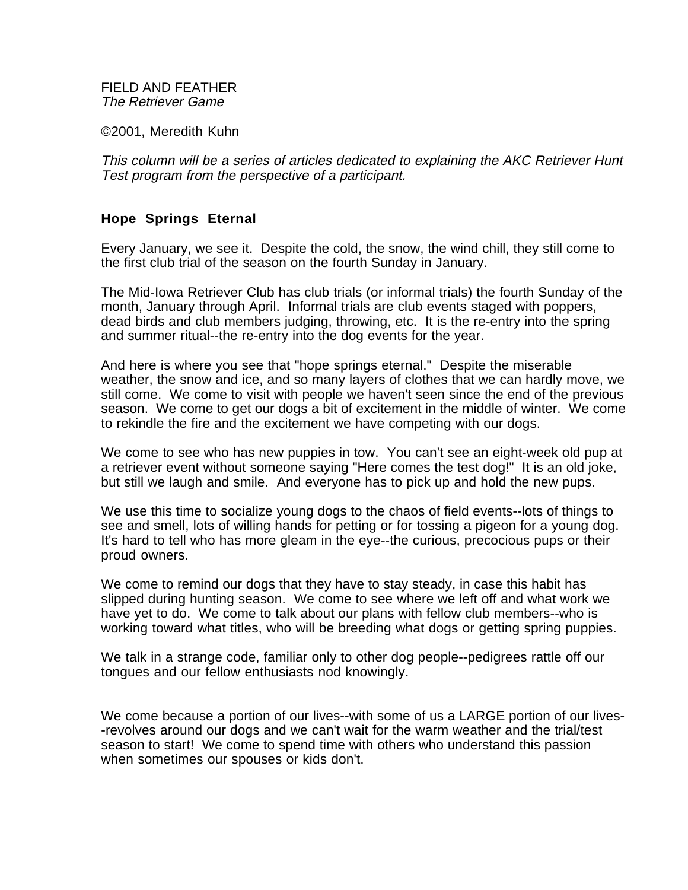FIELD AND FEATHER
*The Retriever Game*

©2001, Meredith Kuhn

*This column will be a series of articles dedicated to explaining the AKC Retriever Hunt Test program from the perspective of a participant.*

## Hope Springs Eternal

Every January, we see it. Despite the cold, the snow, the wind chill, they still come to the first club trial of the season on the fourth Sunday in January.

The Mid-Iowa Retriever Club has club trials (or informal trials) the fourth Sunday of the month, January through April. Informal trials are club events staged with poppers, dead birds and club members judging, throwing, etc. It is the re-entry into the spring and summer ritual--the re-entry into the dog events for the year.

And here is where you see that "hope springs eternal." Despite the miserable weather, the snow and ice, and so many layers of clothes that we can hardly move, we still come. We come to visit with people we haven't seen since the end of the previous season. We come to get our dogs a bit of excitement in the middle of winter. We come to rekindle the fire and the excitement we have competing with our dogs.

We come to see who has new puppies in tow. You can't see an eight-week old pup at a retriever event without someone saying "Here comes the test dog!" It is an old joke, but still we laugh and smile. And everyone has to pick up and hold the new pups.

We use this time to socialize young dogs to the chaos of field events--lots of things to see and smell, lots of willing hands for petting or for tossing a pigeon for a young dog. It's hard to tell who has more gleam in the eye--the curious, precocious pups or their proud owners.

We come to remind our dogs that they have to stay steady, in case this habit has slipped during hunting season. We come to see where we left off and what work we have yet to do. We come to talk about our plans with fellow club members--who is working toward what titles, who will be breeding what dogs or getting spring puppies.

We talk in a strange code, familiar only to other dog people--pedigrees rattle off our tongues and our fellow enthusiasts nod knowingly.

We come because a portion of our lives--with some of us a LARGE portion of our lives--revolves around our dogs and we can't wait for the warm weather and the trial/test season to start! We come to spend time with others who understand this passion when sometimes our spouses or kids don't.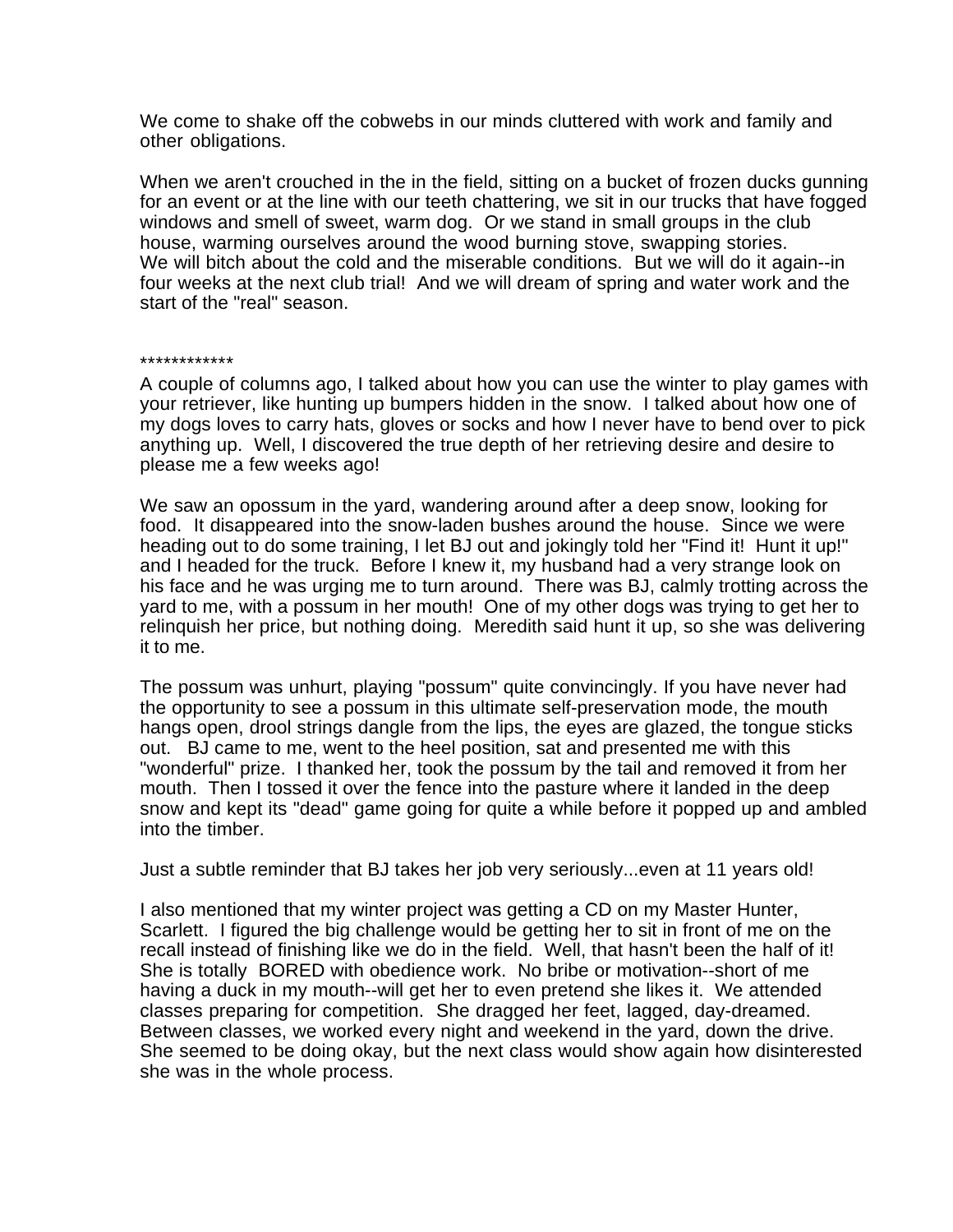We come to shake off the cobwebs in our minds cluttered with work and family and other obligations.

When we aren't crouched in the in the field, sitting on a bucket of frozen ducks gunning for an event or at the line with our teeth chattering, we sit in our trucks that have fogged windows and smell of sweet, warm dog. Or we stand in small groups in the club house, warming ourselves around the wood burning stove, swapping stories.
We will bitch about the cold and the miserable conditions. But we will do it again--in four weeks at the next club trial! And we will dream of spring and water work and the start of the "real" season.

************

A couple of columns ago, I talked about how you can use the winter to play games with your retriever, like hunting up bumpers hidden in the snow. I talked about how one of my dogs loves to carry hats, gloves or socks and how I never have to bend over to pick anything up. Well, I discovered the true depth of her retrieving desire and desire to please me a few weeks ago!

We saw an opossum in the yard, wandering around after a deep snow, looking for food. It disappeared into the snow-laden bushes around the house. Since we were heading out to do some training, I let BJ out and jokingly told her "Find it! Hunt it up!" and I headed for the truck. Before I knew it, my husband had a very strange look on his face and he was urging me to turn around. There was BJ, calmly trotting across the yard to me, with a possum in her mouth! One of my other dogs was trying to get her to relinquish her price, but nothing doing. Meredith said hunt it up, so she was delivering it to me.

The possum was unhurt, playing "possum" quite convincingly. If you have never had the opportunity to see a possum in this ultimate self-preservation mode, the mouth hangs open, drool strings dangle from the lips, the eyes are glazed, the tongue sticks out. BJ came to me, went to the heel position, sat and presented me with this "wonderful" prize. I thanked her, took the possum by the tail and removed it from her mouth. Then I tossed it over the fence into the pasture where it landed in the deep snow and kept its "dead" game going for quite a while before it popped up and ambled into the timber.

Just a subtle reminder that BJ takes her job very seriously...even at 11 years old!

I also mentioned that my winter project was getting a CD on my Master Hunter, Scarlett. I figured the big challenge would be getting her to sit in front of me on the recall instead of finishing like we do in the field. Well, that hasn't been the half of it! She is totally BORED with obedience work. No bribe or motivation--short of me having a duck in my mouth--will get her to even pretend she likes it. We attended classes preparing for competition. She dragged her feet, lagged, day-dreamed. Between classes, we worked every night and weekend in the yard, down the drive. She seemed to be doing okay, but the next class would show again how disinterested she was in the whole process.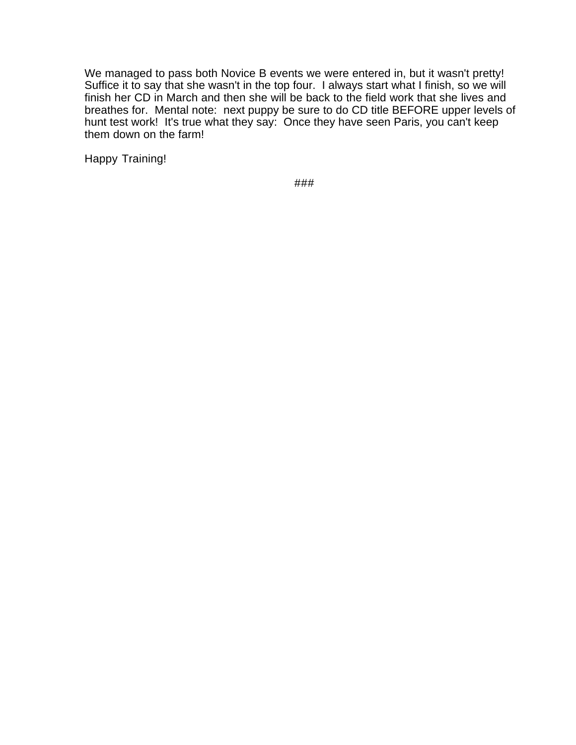We managed to pass both Novice B events we were entered in, but it wasn't pretty! Suffice it to say that she wasn't in the top four. I always start what I finish, so we will finish her CD in March and then she will be back to the field work that she lives and breathes for. Mental note: next puppy be sure to do CD title BEFORE upper levels of hunt test work! It's true what they say: Once they have seen Paris, you can't keep them down on the farm!

Happy Training!

###